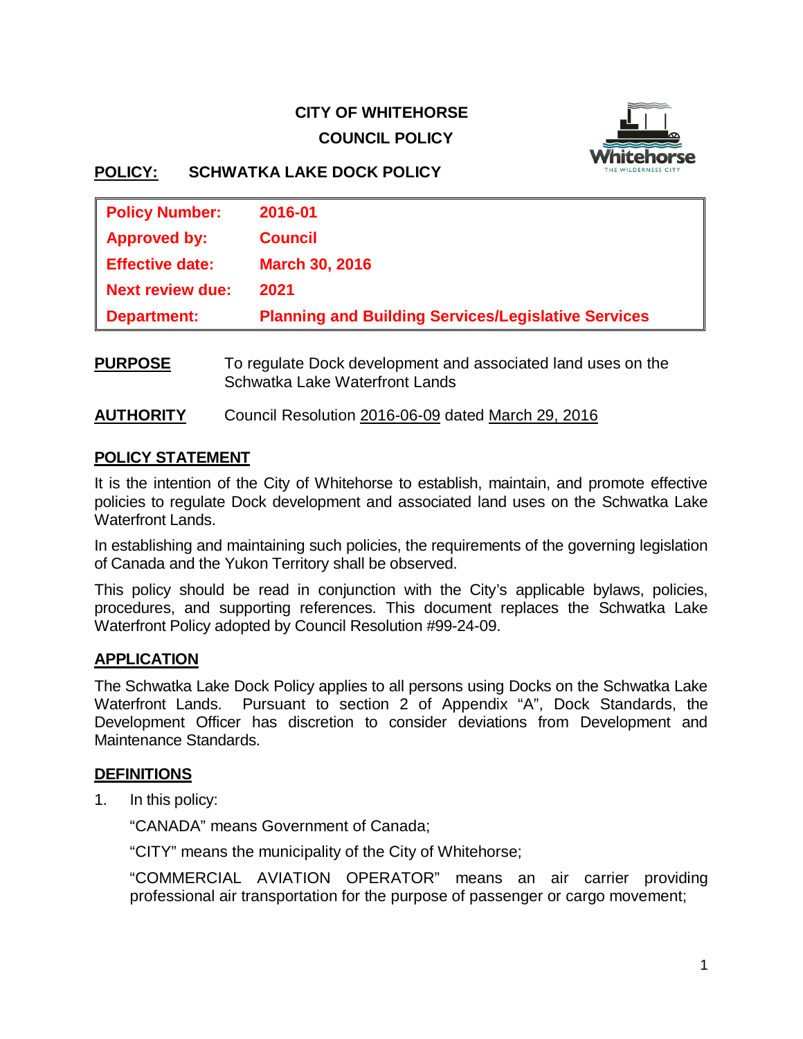**CITY OF WHITEHORSE**

**COUNCIL POLICY**

**POLICY: SCHWATKA LAKE DOCK POLICY**

| | |
|---|---|
| **Policy Number:** | **2016-01** |
| **Approved by:** | **Council** |
| **Effective date:** | **March 30, 2016** |
| **Next review due:** | **2021** |
| **Department:** | **Planning and Building Services/Legislative Services** |

**PURPOSE** To regulate Dock development and associated land uses on the Schwatka Lake Waterfront Lands

**AUTHORITY** Council Resolution 2016-06-09 dated March 29, 2016

## POLICY STATEMENT

It is the intention of the City of Whitehorse to establish, maintain, and promote effective policies to regulate Dock development and associated land uses on the Schwatka Lake Waterfront Lands.

In establishing and maintaining such policies, the requirements of the governing legislation of Canada and the Yukon Territory shall be observed.

This policy should be read in conjunction with the City's applicable bylaws, policies, procedures, and supporting references. This document replaces the Schwatka Lake Waterfront Policy adopted by Council Resolution #99-24-09.

## APPLICATION

The Schwatka Lake Dock Policy applies to all persons using Docks on the Schwatka Lake Waterfront Lands. Pursuant to section 2 of Appendix "A", Dock Standards, the Development Officer has discretion to consider deviations from Development and Maintenance Standards.

## DEFINITIONS

1. In this policy:

   "CANADA" means Government of Canada;

   "CITY" means the municipality of the City of Whitehorse;

   "COMMERCIAL AVIATION OPERATOR" means an air carrier providing professional air transportation for the purpose of passenger or cargo movement;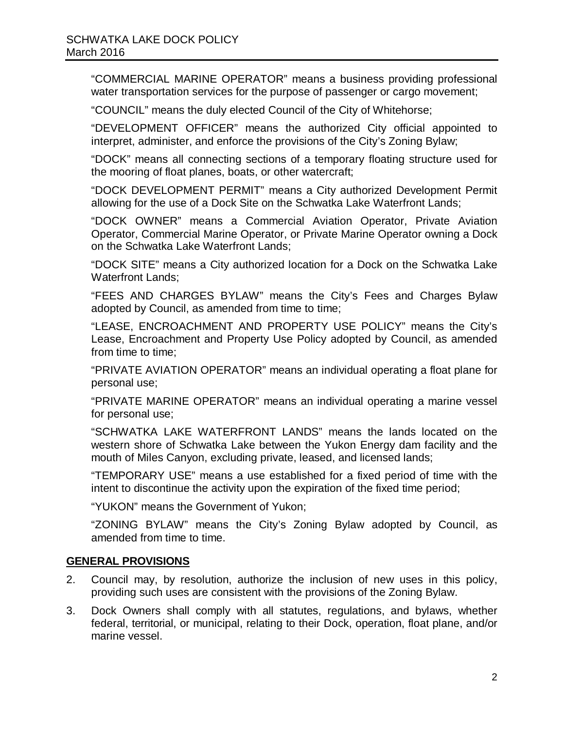"COMMERCIAL MARINE OPERATOR" means a business providing professional water transportation services for the purpose of passenger or cargo movement;

"COUNCIL" means the duly elected Council of the City of Whitehorse;

"DEVELOPMENT OFFICER" means the authorized City official appointed to interpret, administer, and enforce the provisions of the City's Zoning Bylaw;

"DOCK" means all connecting sections of a temporary floating structure used for the mooring of float planes, boats, or other watercraft;

"DOCK DEVELOPMENT PERMIT" means a City authorized Development Permit allowing for the use of a Dock Site on the Schwatka Lake Waterfront Lands;

"DOCK OWNER" means a Commercial Aviation Operator, Private Aviation Operator, Commercial Marine Operator, or Private Marine Operator owning a Dock on the Schwatka Lake Waterfront Lands;

"DOCK SITE" means a City authorized location for a Dock on the Schwatka Lake Waterfront Lands;

"FEES AND CHARGES BYLAW" means the City's Fees and Charges Bylaw adopted by Council, as amended from time to time;

"LEASE, ENCROACHMENT AND PROPERTY USE POLICY" means the City's Lease, Encroachment and Property Use Policy adopted by Council, as amended from time to time;

"PRIVATE AVIATION OPERATOR" means an individual operating a float plane for personal use;

"PRIVATE MARINE OPERATOR" means an individual operating a marine vessel for personal use;

"SCHWATKA LAKE WATERFRONT LANDS" means the lands located on the western shore of Schwatka Lake between the Yukon Energy dam facility and the mouth of Miles Canyon, excluding private, leased, and licensed lands;

"TEMPORARY USE" means a use established for a fixed period of time with the intent to discontinue the activity upon the expiration of the fixed time period;

"YUKON" means the Government of Yukon;

"ZONING BYLAW" means the City's Zoning Bylaw adopted by Council, as amended from time to time.

## GENERAL PROVISIONS

2. Council may, by resolution, authorize the inclusion of new uses in this policy, providing such uses are consistent with the provisions of the Zoning Bylaw.
3. Dock Owners shall comply with all statutes, regulations, and bylaws, whether federal, territorial, or municipal, relating to their Dock, operation, float plane, and/or marine vessel.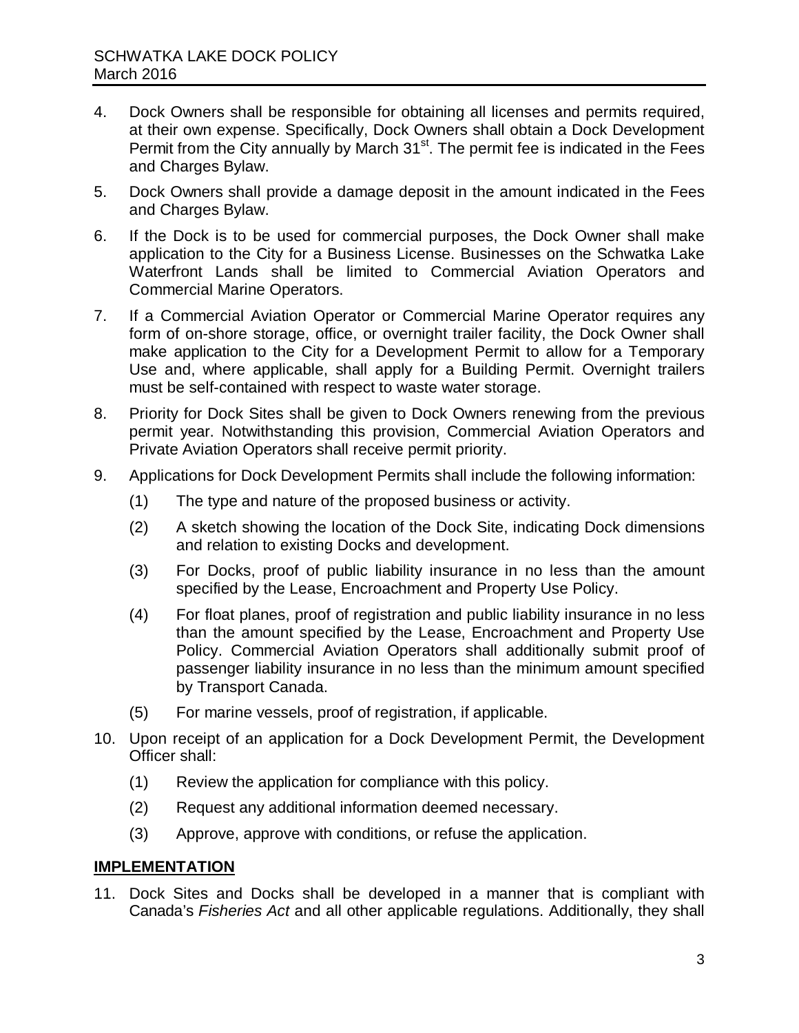4. Dock Owners shall be responsible for obtaining all licenses and permits required, at their own expense. Specifically, Dock Owners shall obtain a Dock Development Permit from the City annually by March 31st. The permit fee is indicated in the Fees and Charges Bylaw.

5. Dock Owners shall provide a damage deposit in the amount indicated in the Fees and Charges Bylaw.

6. If the Dock is to be used for commercial purposes, the Dock Owner shall make application to the City for a Business License. Businesses on the Schwatka Lake Waterfront Lands shall be limited to Commercial Aviation Operators and Commercial Marine Operators.

7. If a Commercial Aviation Operator or Commercial Marine Operator requires any form of on-shore storage, office, or overnight trailer facility, the Dock Owner shall make application to the City for a Development Permit to allow for a Temporary Use and, where applicable, shall apply for a Building Permit. Overnight trailers must be self-contained with respect to waste water storage.

8. Priority for Dock Sites shall be given to Dock Owners renewing from the previous permit year. Notwithstanding this provision, Commercial Aviation Operators and Private Aviation Operators shall receive permit priority.

9. Applications for Dock Development Permits shall include the following information:

   (1) The type and nature of the proposed business or activity.

   (2) A sketch showing the location of the Dock Site, indicating Dock dimensions and relation to existing Docks and development.

   (3) For Docks, proof of public liability insurance in no less than the amount specified by the Lease, Encroachment and Property Use Policy.

   (4) For float planes, proof of registration and public liability insurance in no less than the amount specified by the Lease, Encroachment and Property Use Policy. Commercial Aviation Operators shall additionally submit proof of passenger liability insurance in no less than the minimum amount specified by Transport Canada.

   (5) For marine vessels, proof of registration, if applicable.

10. Upon receipt of an application for a Dock Development Permit, the Development Officer shall:

    (1) Review the application for compliance with this policy.

    (2) Request any additional information deemed necessary.

    (3) Approve, approve with conditions, or refuse the application.

## IMPLEMENTATION

11. Dock Sites and Docks shall be developed in a manner that is compliant with Canada's *Fisheries Act* and all other applicable regulations. Additionally, they shall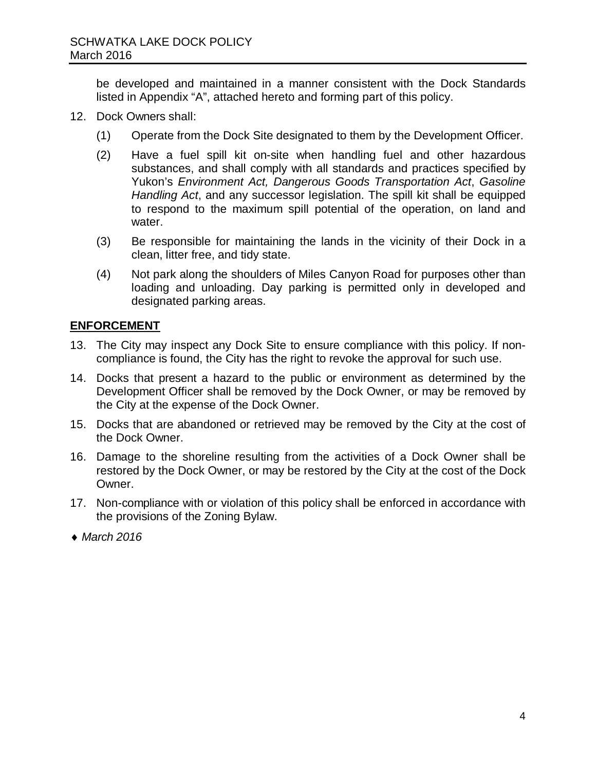be developed and maintained in a manner consistent with the Dock Standards listed in Appendix "A", attached hereto and forming part of this policy.

12. Dock Owners shall:

    (1) Operate from the Dock Site designated to them by the Development Officer.

    (2) Have a fuel spill kit on-site when handling fuel and other hazardous substances, and shall comply with all standards and practices specified by Yukon's *Environment Act, Dangerous Goods Transportation Act*, *Gasoline Handling Act*, and any successor legislation. The spill kit shall be equipped to respond to the maximum spill potential of the operation, on land and water.

    (3) Be responsible for maintaining the lands in the vicinity of their Dock in a clean, litter free, and tidy state.

    (4) Not park along the shoulders of Miles Canyon Road for purposes other than loading and unloading. Day parking is permitted only in developed and designated parking areas.

## ENFORCEMENT

13. The City may inspect any Dock Site to ensure compliance with this policy. If non-compliance is found, the City has the right to revoke the approval for such use.

14. Docks that present a hazard to the public or environment as determined by the Development Officer shall be removed by the Dock Owner, or may be removed by the City at the expense of the Dock Owner.

15. Docks that are abandoned or retrieved may be removed by the City at the cost of the Dock Owner.

16. Damage to the shoreline resulting from the activities of a Dock Owner shall be restored by the Dock Owner, or may be restored by the City at the cost of the Dock Owner.

17. Non-compliance with or violation of this policy shall be enforced in accordance with the provisions of the Zoning Bylaw.

♦ *March 2016*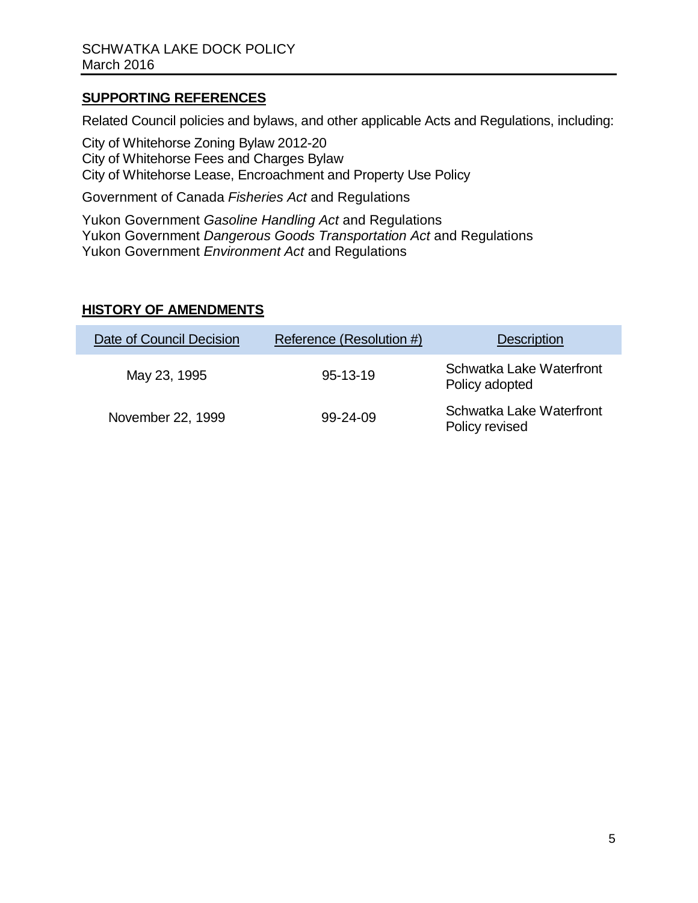## SUPPORTING REFERENCES

Related Council policies and bylaws, and other applicable Acts and Regulations, including:

City of Whitehorse Zoning Bylaw 2012-20
City of Whitehorse Fees and Charges Bylaw
City of Whitehorse Lease, Encroachment and Property Use Policy

Government of Canada *Fisheries Act* and Regulations

Yukon Government *Gasoline Handling Act* and Regulations
Yukon Government *Dangerous Goods Transportation Act* and Regulations
Yukon Government *Environment Act* and Regulations

## HISTORY OF AMENDMENTS

| Date of Council Decision | Reference (Resolution #) | Description |
|---|---|---|
| May 23, 1995 | 95-13-19 | Schwatka Lake Waterfront Policy adopted |
| November 22, 1999 | 99-24-09 | Schwatka Lake Waterfront Policy revised |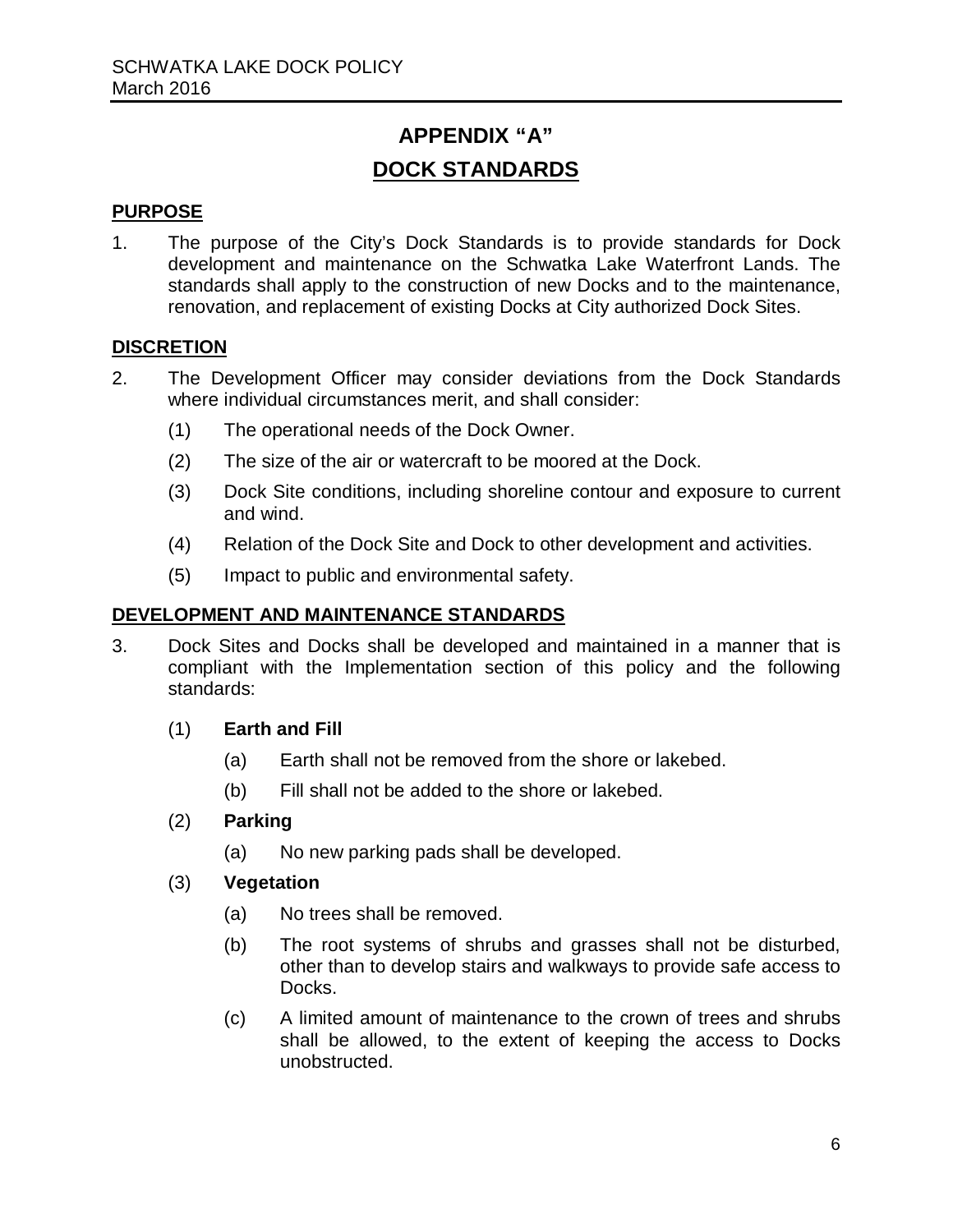# APPENDIX "A"

## DOCK STANDARDS

### PURPOSE

1. The purpose of the City's Dock Standards is to provide standards for Dock development and maintenance on the Schwatka Lake Waterfront Lands. The standards shall apply to the construction of new Docks and to the maintenance, renovation, and replacement of existing Docks at City authorized Dock Sites.

### DISCRETION

2. The Development Officer may consider deviations from the Dock Standards where individual circumstances merit, and shall consider:

   (1) The operational needs of the Dock Owner.

   (2) The size of the air or watercraft to be moored at the Dock.

   (3) Dock Site conditions, including shoreline contour and exposure to current and wind.

   (4) Relation of the Dock Site and Dock to other development and activities.

   (5) Impact to public and environmental safety.

### DEVELOPMENT AND MAINTENANCE STANDARDS

3. Dock Sites and Docks shall be developed and maintained in a manner that is compliant with the Implementation section of this policy and the following standards:

   (1) **Earth and Fill**

      (a) Earth shall not be removed from the shore or lakebed.

      (b) Fill shall not be added to the shore or lakebed.

   (2) **Parking**

      (a) No new parking pads shall be developed.

   (3) **Vegetation**

      (a) No trees shall be removed.

      (b) The root systems of shrubs and grasses shall not be disturbed, other than to develop stairs and walkways to provide safe access to Docks.

      (c) A limited amount of maintenance to the crown of trees and shrubs shall be allowed, to the extent of keeping the access to Docks unobstructed.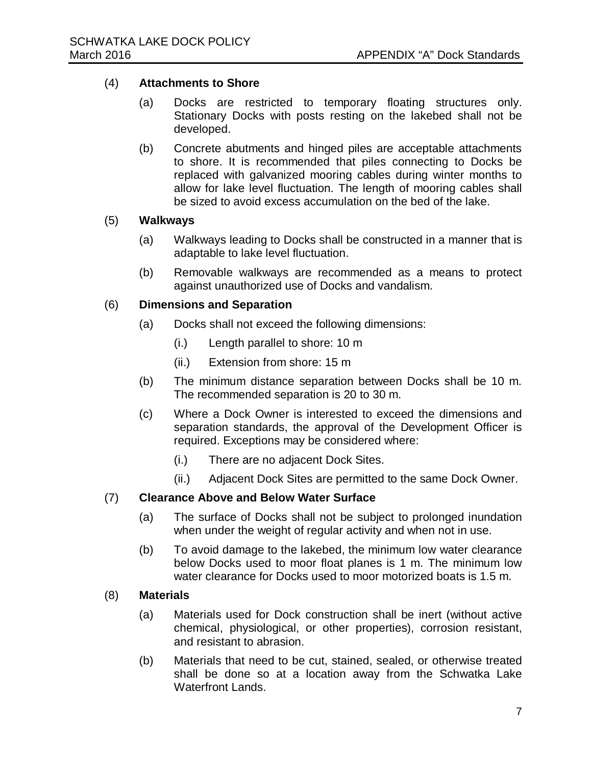(4) **Attachments to Shore**

(a) Docks are restricted to temporary floating structures only. Stationary Docks with posts resting on the lakebed shall not be developed.

(b) Concrete abutments and hinged piles are acceptable attachments to shore. It is recommended that piles connecting to Docks be replaced with galvanized mooring cables during winter months to allow for lake level fluctuation. The length of mooring cables shall be sized to avoid excess accumulation on the bed of the lake.

(5) **Walkways**

(a) Walkways leading to Docks shall be constructed in a manner that is adaptable to lake level fluctuation.

(b) Removable walkways are recommended as a means to protect against unauthorized use of Docks and vandalism.

(6) **Dimensions and Separation**

(a) Docks shall not exceed the following dimensions:

(i.) Length parallel to shore: 10 m

(ii.) Extension from shore: 15 m

(b) The minimum distance separation between Docks shall be 10 m. The recommended separation is 20 to 30 m.

(c) Where a Dock Owner is interested to exceed the dimensions and separation standards, the approval of the Development Officer is required. Exceptions may be considered where:

(i.) There are no adjacent Dock Sites.

(ii.) Adjacent Dock Sites are permitted to the same Dock Owner.

(7) **Clearance Above and Below Water Surface**

(a) The surface of Docks shall not be subject to prolonged inundation when under the weight of regular activity and when not in use.

(b) To avoid damage to the lakebed, the minimum low water clearance below Docks used to moor float planes is 1 m. The minimum low water clearance for Docks used to moor motorized boats is 1.5 m.

(8) **Materials**

(a) Materials used for Dock construction shall be inert (without active chemical, physiological, or other properties), corrosion resistant, and resistant to abrasion.

(b) Materials that need to be cut, stained, sealed, or otherwise treated shall be done so at a location away from the Schwatka Lake Waterfront Lands.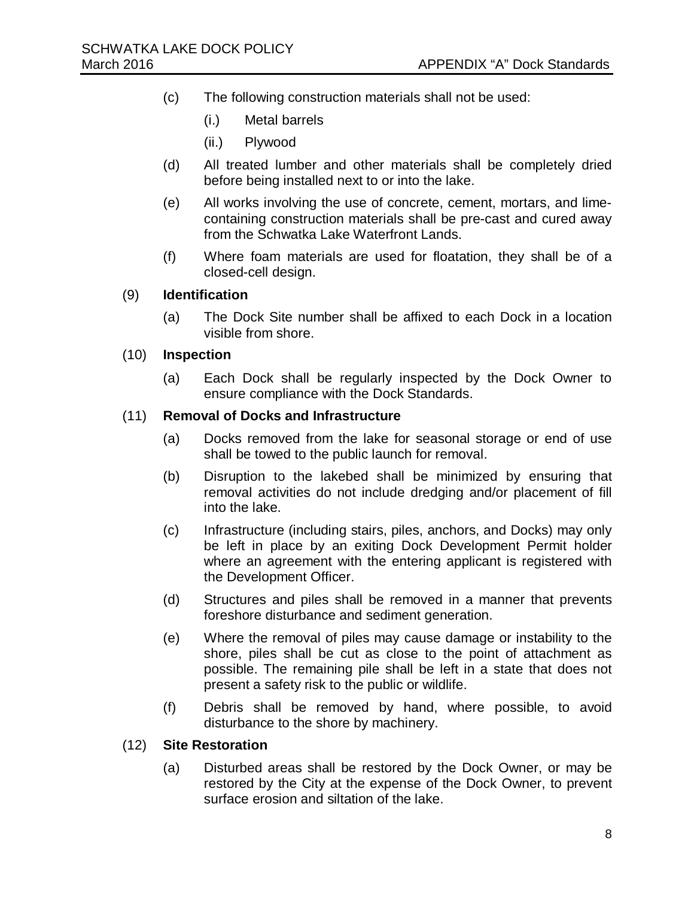(c) The following construction materials shall not be used:

  (i.) Metal barrels

  (ii.) Plywood

(d) All treated lumber and other materials shall be completely dried before being installed next to or into the lake.

(e) All works involving the use of concrete, cement, mortars, and lime-containing construction materials shall be pre-cast and cured away from the Schwatka Lake Waterfront Lands.

(f) Where foam materials are used for floatation, they shall be of a closed-cell design.

(9) **Identification**

(a) The Dock Site number shall be affixed to each Dock in a location visible from shore.

(10) **Inspection**

(a) Each Dock shall be regularly inspected by the Dock Owner to ensure compliance with the Dock Standards.

(11) **Removal of Docks and Infrastructure**

(a) Docks removed from the lake for seasonal storage or end of use shall be towed to the public launch for removal.

(b) Disruption to the lakebed shall be minimized by ensuring that removal activities do not include dredging and/or placement of fill into the lake.

(c) Infrastructure (including stairs, piles, anchors, and Docks) may only be left in place by an exiting Dock Development Permit holder where an agreement with the entering applicant is registered with the Development Officer.

(d) Structures and piles shall be removed in a manner that prevents foreshore disturbance and sediment generation.

(e) Where the removal of piles may cause damage or instability to the shore, piles shall be cut as close to the point of attachment as possible. The remaining pile shall be left in a state that does not present a safety risk to the public or wildlife.

(f) Debris shall be removed by hand, where possible, to avoid disturbance to the shore by machinery.

(12) **Site Restoration**

(a) Disturbed areas shall be restored by the Dock Owner, or may be restored by the City at the expense of the Dock Owner, to prevent surface erosion and siltation of the lake.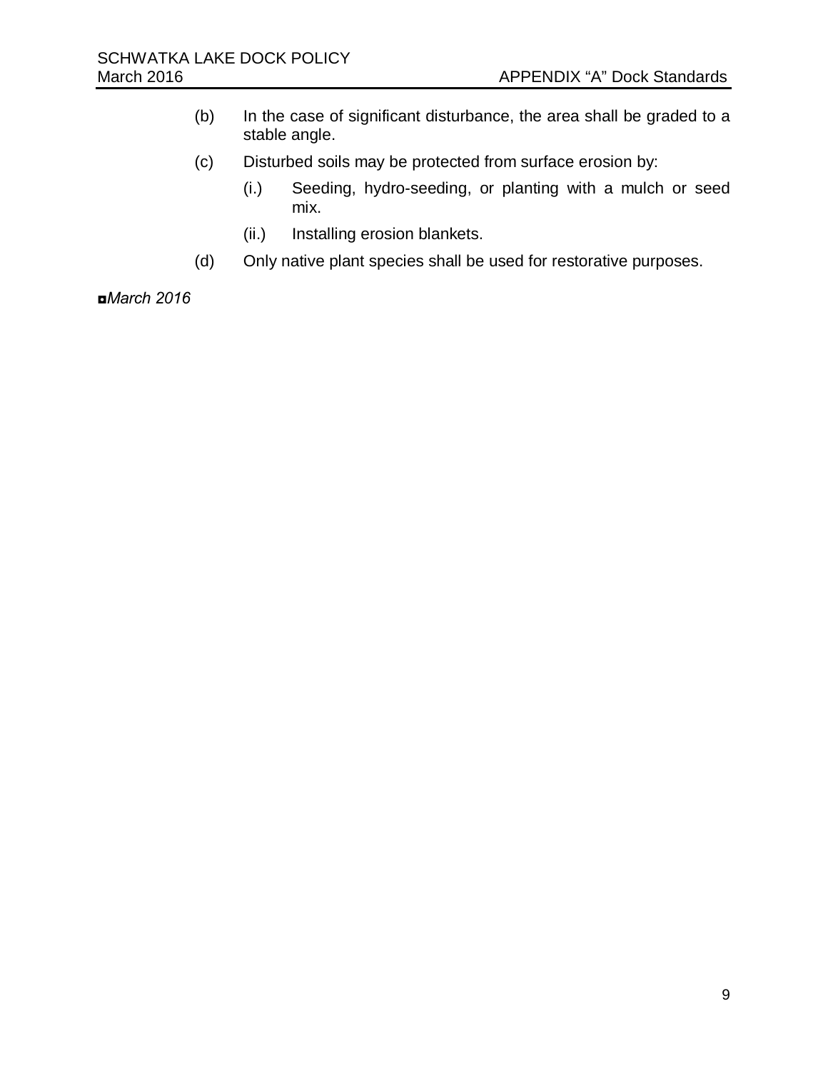(b) In the case of significant disturbance, the area shall be graded to a stable angle.

(c) Disturbed soils may be protected from surface erosion by:

  (i.) Seeding, hydro-seeding, or planting with a mulch or seed mix.

  (ii.) Installing erosion blankets.

(d) Only native plant species shall be used for restorative purposes.

◘*March 2016*